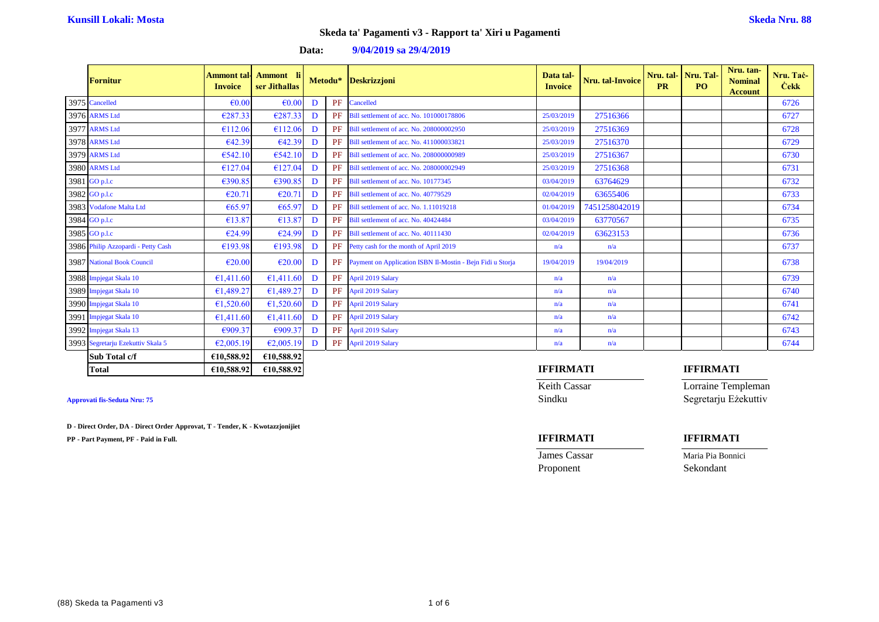**Kunsill Lokali: Mosta**

**Skeda Nru. 88**

## Skeda ta' Pagamenti v3 - Rapport ta' Xiri u Pagamenti

**Data: 9/04/2019 sa 29/4/2019**

| | Fornitur | Ammont tal-Invoice | Ammont li ser Jithallas | Metodu* | | Deskrizzjoni | Data tal-Invoice | Nru. tal-Invoice | Nru. tal-PR | Nru. Tal-PO | Nru. tan-Nominal Account | Nru. Taċ-Ċekk |
|---|---|---|---|---|---|---|---|---|---|---|---|---|
| 3975 | Cancelled | €0.00 | €0.00 | D | PF | Cancelled | | | | | | 6726 |
| 3976 | ARMS Ltd | €287.33 | €287.33 | D | PF | Bill settlement of acc. No. 101000178806 | 25/03/2019 | 27516366 | | | | 6727 |
| 3977 | ARMS Ltd | €112.06 | €112.06 | D | PF | Bill settlement of acc. No. 208000002950 | 25/03/2019 | 27516369 | | | | 6728 |
| 3978 | ARMS Ltd | €42.39 | €42.39 | D | PF | Bill settlement of acc. No. 411000033821 | 25/03/2019 | 27516370 | | | | 6729 |
| 3979 | ARMS Ltd | €542.10 | €542.10 | D | PF | Bill settlement of acc. No. 208000000989 | 25/03/2019 | 27516367 | | | | 6730 |
| 3980 | ARMS Ltd | €127.04 | €127.04 | D | PF | Bill settlement of acc. No. 208000002949 | 25/03/2019 | 27516368 | | | | 6731 |
| 3981 | GO p.l.c | €390.85 | €390.85 | D | PF | Bill settlement of acc. No. 10177345 | 03/04/2019 | 63764629 | | | | 6732 |
| 3982 | GO p.l.c | €20.71 | €20.71 | D | PF | Bill settlement of acc. No. 40779529 | 02/04/2019 | 63655406 | | | | 6733 |
| 3983 | Vodafone Malta Ltd | €65.97 | €65.97 | D | PF | Bill settlement of acc. No. 1.11019218 | 01/04/2019 | 7451258042019 | | | | 6734 |
| 3984 | GO p.l.c | €13.87 | €13.87 | D | PF | Bill settlement of acc. No. 40424484 | 03/04/2019 | 63770567 | | | | 6735 |
| 3985 | GO p.l.c | €24.99 | €24.99 | D | PF | Bill settlement of acc. No. 40111430 | 02/04/2019 | 63623153 | | | | 6736 |
| 3986 | Philip Azzopardi - Petty Cash | €193.98 | €193.98 | D | PF | Petty cash for the month of April 2019 | n/a | n/a | | | | 6737 |
| 3987 | National Book Council | €20.00 | €20.00 | D | PF | Payment on Application ISBN Il-Mostin - Bejn Fidi u Storja | 19/04/2019 | 19/04/2019 | | | | 6738 |
| 3988 | Impjegat Skala 10 | €1,411.60 | €1,411.60 | D | PF | April 2019 Salary | n/a | n/a | | | | 6739 |
| 3989 | Impjegat Skala 10 | €1,489.27 | €1,489.27 | D | PF | April 2019 Salary | n/a | n/a | | | | 6740 |
| 3990 | Impjegat Skala 10 | €1,520.60 | €1,520.60 | D | PF | April 2019 Salary | n/a | n/a | | | | 6741 |
| 3991 | Impjegat Skala 10 | €1,411.60 | €1,411.60 | D | PF | April 2019 Salary | n/a | n/a | | | | 6742 |
| 3992 | Impjegat Skala 13 | €909.37 | €909.37 | D | PF | April 2019 Salary | n/a | n/a | | | | 6743 |
| 3993 | Segretarju Ezekuttiv Skala 5 | €2,005.19 | €2,005.19 | D | PF | April 2019 Salary | n/a | n/a | | | | 6744 |
| | **Sub Total c/f** | **€10,588.92** | **€10,588.92** | | | | | | | | | |
| | **Total** | **€10,588.92** | **€10,588.92** | | | | | | | | | |

**IFFIRMATI**

Keith Cassar
Sindku

**IFFIRMATI**

Lorraine Templeman
Segretarju Eżekuttiv

**Approvati fis-Seduta Nru: 75**

**D - Direct Order, DA - Direct Order Approvat, T - Tender, K - Kwotazzjonijiet**

**PP - Part Payment, PF - Paid in Full.**

**IFFIRMATI**

James Cassar
Proponent

**IFFIRMATI**

Maria Pia Bonnici
Sekondant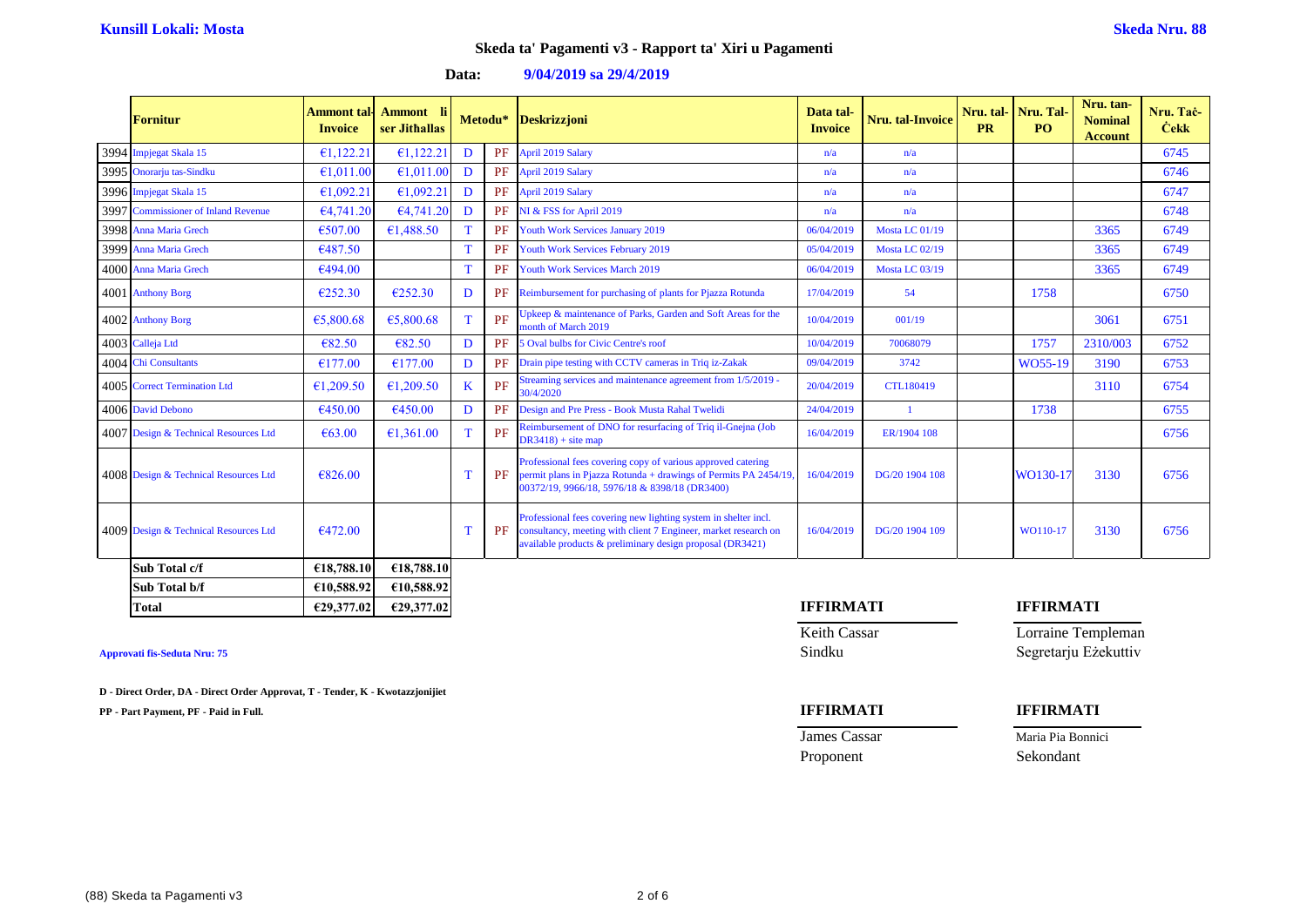**Kunsill Lokali: Mosta** **Skeda Nru. 88**

## Skeda ta' Pagamenti v3 - Rapport ta' Xiri u Pagamenti

**Data: 9/04/2019 sa 29/4/2019**

| | Fornitur | Ammont tal-Invoice | Ammont li ser Jithallas | Metodu* | | Deskrizzjoni | Data tal-Invoice | Nru. tal-Invoice | Nru. tal-PR | Nru. Tal-PO | Nru. tan-Nominal Account | Nru. Taċ-Ċekk |
|---|---|---|---|---|---|---|---|---|---|---|---|---|
| 3994 | Impjegat Skala 15 | €1,122.21 | €1,122.21 | D | PF | April 2019 Salary | n/a | n/a | | | | 6745 |
| 3995 | Onorarju tas-Sindku | €1,011.00 | €1,011.00 | D | PF | April 2019 Salary | n/a | n/a | | | | 6746 |
| 3996 | Impjegat Skala 15 | €1,092.21 | €1,092.21 | D | PF | April 2019 Salary | n/a | n/a | | | | 6747 |
| 3997 | Commissioner of Inland Revenue | €4,741.20 | €4,741.20 | D | PF | NI & FSS for April 2019 | n/a | n/a | | | | 6748 |
| 3998 | Anna Maria Grech | €507.00 | €1,488.50 | T | PF | Youth Work Services January 2019 | 06/04/2019 | Mosta LC 01/19 | | | 3365 | 6749 |
| 3999 | Anna Maria Grech | €487.50 | | T | PF | Youth Work Services February 2019 | 05/04/2019 | Mosta LC 02/19 | | | 3365 | 6749 |
| 4000 | Anna Maria Grech | €494.00 | | T | PF | Youth Work Services March 2019 | 06/04/2019 | Mosta LC 03/19 | | | 3365 | 6749 |
| 4001 | Anthony Borg | €252.30 | €252.30 | D | PF | Reimbursement for purchasing of plants for Pjazza Rotunda | 17/04/2019 | 54 | | 1758 | | 6750 |
| 4002 | Anthony Borg | €5,800.68 | €5,800.68 | T | PF | Upkeep & maintenance of Parks, Garden and Soft Areas for the month of March 2019 | 10/04/2019 | 001/19 | | | 3061 | 6751 |
| 4003 | Calleja Ltd | €82.50 | €82.50 | D | PF | 5 Oval bulbs for Civic Centre's roof | 10/04/2019 | 70068079 | | 1757 | 2310/003 | 6752 |
| 4004 | Chi Consultants | €177.00 | €177.00 | D | PF | Drain pipe testing with CCTV cameras in Triq iz-Zakak | 09/04/2019 | 3742 | | WO55-19 | 3190 | 6753 |
| 4005 | Correct Termination Ltd | €1,209.50 | €1,209.50 | K | PF | Streaming services and maintenance agreement from 1/5/2019 - 30/4/2020 | 20/04/2019 | CTL180419 | | | 3110 | 6754 |
| 4006 | David Debono | €450.00 | €450.00 | D | PF | Design and Pre Press - Book Musta Rahal Twelidi | 24/04/2019 | 1 | | 1738 | | 6755 |
| 4007 | Design & Technical Resources Ltd | €63.00 | €1,361.00 | T | PF | Reimbursement of DNO for resurfacing of Triq il-Gnejna (Job DR3418) + site map | 16/04/2019 | ER/1904 108 | | | | 6756 |
| 4008 | Design & Technical Resources Ltd | €826.00 | | T | PF | Professional fees covering copy of various approved catering permit plans in Pjazza Rotunda + drawings of Permits PA 2454/19, 00372/19, 9966/18, 5976/18 & 8398/18 (DR3400) | 16/04/2019 | DG/20 1904 108 | | WO130-17 | 3130 | 6756 |
| 4009 | Design & Technical Resources Ltd | €472.00 | | T | PF | Professional fees covering new lighting system in shelter incl. consultancy, meeting with client 7 Engineer, market research on available products & preliminary design proposal (DR3421) | 16/04/2019 | DG/20 1904 109 | | WO110-17 | 3130 | 6756 |
| | **Sub Total c/f** | **€18,788.10** | **€18,788.10** | | | | | | | | | |
| | **Sub Total b/f** | **€10,588.92** | **€10,588.92** | | | | | | | | | |
| | **Total** | **€29,377.02** | **€29,377.02** | | | | | | | | | |

**Approvati fis-Seduta Nru: 75**

**D - Direct Order, DA - Direct Order Approvat, T - Tender, K - Kwotazzjonijiet**

**PP - Part Payment, PF - Paid in Full.**

| **IFFIRMATI** | **IFFIRMATI** |
|---|---|
| Keith Cassar | Lorraine Templeman |
| Sindku | Segretarju Eżekuttiv |

| **IFFIRMATI** | **IFFIRMATI** |
|---|---|
| James Cassar | Maria Pia Bonnici |
| Proponent | Sekondant |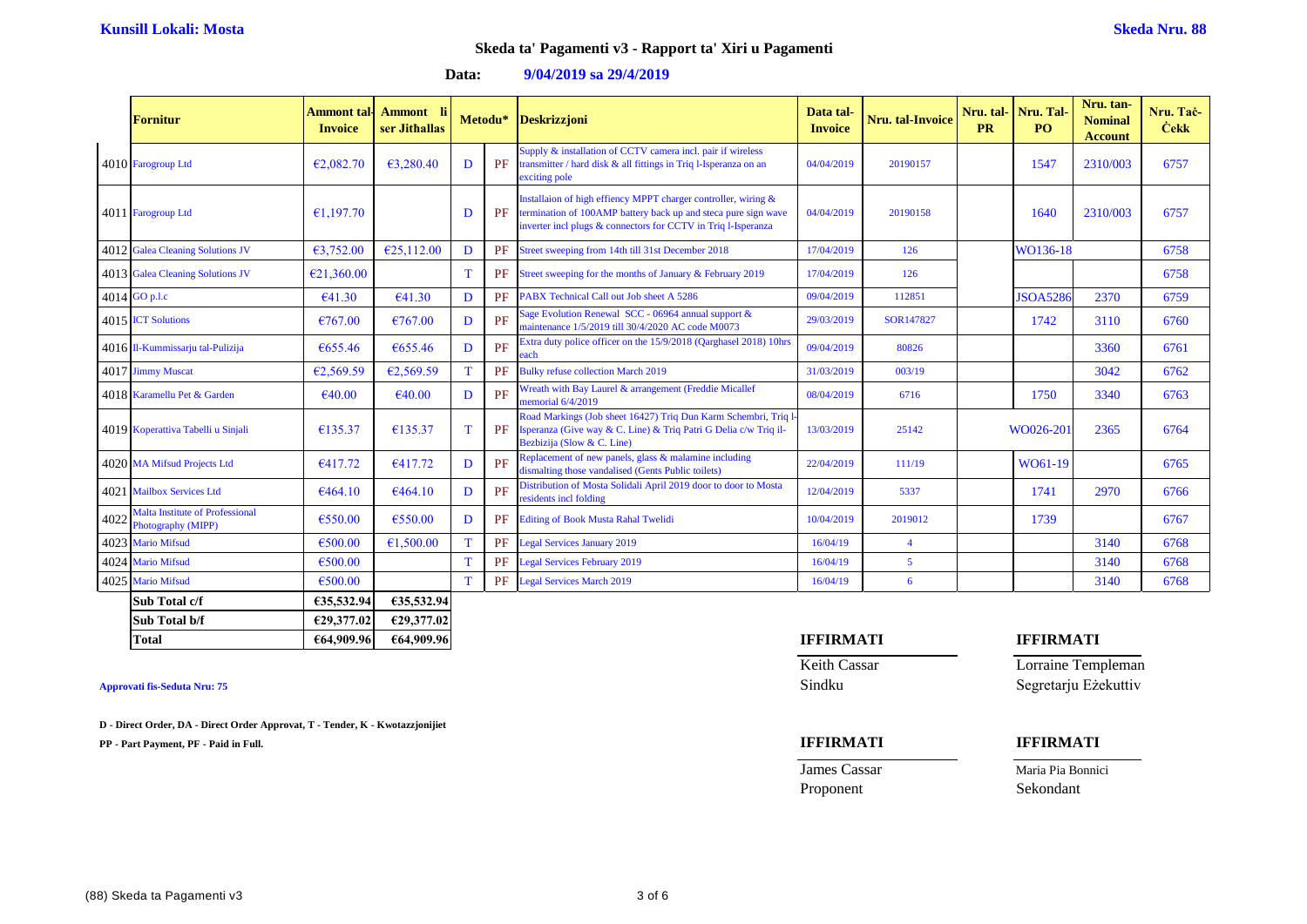**Kunsill Lokali: Mosta** | **Skeda Nru. 88**

## Skeda ta' Pagamenti v3 - Rapport ta' Xiri u Pagamenti

**Data: 9/04/2019 sa 29/4/2019**

| | Fornitur | Ammont tal-Invoice | Ammont li ser Jithallas | Metodu* | | Deskrizzjoni | Data tal-Invoice | Nru. tal-Invoice | Nru. tal-PR | Nru. Tal-PO | Nru. tan-Nominal Account | Nru. Taċ-Ċekk |
|---|---|---|---|---|---|---|---|---|---|---|---|---|
| 4010 | Farogroup Ltd | €2,082.70 | €3,280.40 | D | PF | Supply & installation of CCTV camera incl. pair if wireless transmitter / hard disk & all fittings in Triq l-Isperanza on an exciting pole | 04/04/2019 | 20190157 | | 1547 | 2310/003 | 6757 |
| 4011 | Farogroup Ltd | €1,197.70 | | D | PF | Installaion of high effiency MPPT charger controller, wiring & termination of 100AMP battery back up and steca pure sign wave inverter incl plugs & connectors for CCTV in Triq l-Isperanza | 04/04/2019 | 20190158 | | 1640 | 2310/003 | 6757 |
| 4012 | Galea Cleaning Solutions JV | €3,752.00 | €25,112.00 | D | PF | Street sweeping from 14th till 31st December 2018 | 17/04/2019 | 126 | | WO136-18 | | 6758 |
| 4013 | Galea Cleaning Solutions JV | €21,360.00 | | T | PF | Street sweeping for the months of January & February 2019 | 17/04/2019 | 126 | | | | 6758 |
| 4014 | GO p.l.c | €41.30 | €41.30 | D | PF | PABX Technical Call out Job sheet A 5286 | 09/04/2019 | 112851 | | JSOA5286 | 2370 | 6759 |
| 4015 | ICT Solutions | €767.00 | €767.00 | D | PF | Sage Evolution Renewal SCC - 06964 annual support & maintenance 1/5/2019 till 30/4/2020 AC code M0073 | 29/03/2019 | SOR147827 | | 1742 | 3110 | 6760 |
| 4016 | Il-Kummissarju tal-Pulizija | €655.46 | €655.46 | D | PF | Extra duty police officer on the 15/9/2018 (Qarghasel 2018) 10hrs each | 09/04/2019 | 80826 | | | 3360 | 6761 |
| 4017 | Jimmy Muscat | €2,569.59 | €2,569.59 | T | PF | Bulky refuse collection March 2019 | 31/03/2019 | 003/19 | | | 3042 | 6762 |
| 4018 | Karamellu Pet & Garden | €40.00 | €40.00 | D | PF | Wreath with Bay Laurel & arrangement (Freddie Micallef memorial 6/4/2019 | 08/04/2019 | 6716 | | 1750 | 3340 | 6763 |
| 4019 | Koperattiva Tabelli u Sinjali | €135.37 | €135.37 | T | PF | Road Markings (Job sheet 16427) Triq Dun Karm Schembri, Triq l-Isperanza (Give way & C. Line) & Triq Patri G Delia c/w Triq il-Bezbizija (Slow & C. Line) | 13/03/2019 | 25142 | WO026-201 | | 2365 | 6764 |
| 4020 | MA Mifsud Projects Ltd | €417.72 | €417.72 | D | PF | Replacement of new panels, glass & malamine including dismalting those vandalised (Gents Public toilets) | 22/04/2019 | 111/19 | | WO61-19 | | 6765 |
| 4021 | Mailbox Services Ltd | €464.10 | €464.10 | D | PF | Distribution of Mosta Solidali April 2019 door to door to Mosta residents incl folding | 12/04/2019 | 5337 | | 1741 | 2970 | 6766 |
| 4022 | Malta Institute of Professional Photography (MIPP) | €550.00 | €550.00 | D | PF | Editing of Book Musta Rahal Twelidi | 10/04/2019 | 2019012 | | 1739 | | 6767 |
| 4023 | Mario Mifsud | €500.00 | €1,500.00 | T | PF | Legal Services January 2019 | 16/04/19 | 4 | | | 3140 | 6768 |
| 4024 | Mario Mifsud | €500.00 | | T | PF | Legal Services February 2019 | 16/04/19 | 5 | | | 3140 | 6768 |
| 4025 | Mario Mifsud | €500.00 | | T | PF | Legal Services March 2019 | 16/04/19 | 6 | | | 3140 | 6768 |
| | **Sub Total c/f** | **€35,532.94** | **€35,532.94** | | | | | | | | | |
| | **Sub Total b/f** | **€29,377.02** | **€29,377.02** | | | | | | | | | |
| | **Total** | **€64,909.96** | **€64,909.96** | | | | | | | | | |

**Approvati fis-Seduta Nru: 75**

**D - Direct Order, DA - Direct Order Approvat, T - Tender, K - Kwotazzjonijiet**

**PP - Part Payment, PF - Paid in Full.**

| **IFFIRMATI** | **IFFIRMATI** |
|---|---|
| Keith Cassar | Lorraine Templeman |
| Sindku | Segretarju Eżekuttiv |

| **IFFIRMATI** | **IFFIRMATI** |
|---|---|
| James Cassar | Maria Pia Bonnici |
| Proponent | Sekondant |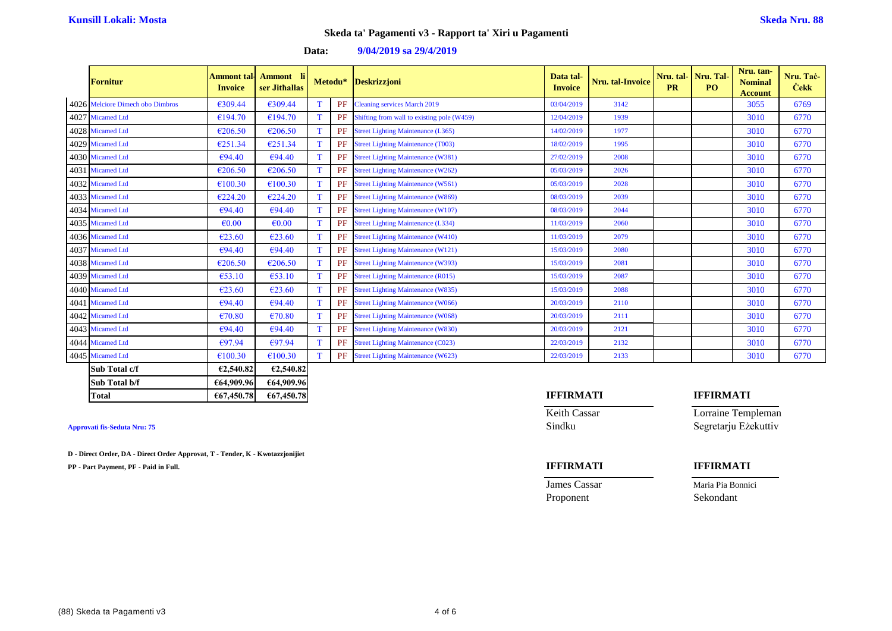**Kunsill Lokali: Mosta** **Skeda Nru. 88**

## Skeda ta' Pagamenti v3 - Rapport ta' Xiri u Pagamenti

**Data: 9/04/2019 sa 29/4/2019**

| | Fornitur | Ammont tal-Invoice | Ammont li ser Jithallas | Metodu* | | Deskrizzjoni | Data tal-Invoice | Nru. tal-Invoice | Nru. tal-PR | Nru. Tal-PO | Nru. tan-Nominal Account | Nru. Taċ-Ċekk |
|---|---|---|---|---|---|---|---|---|---|---|---|---|
| 4026 | Melciore Dimech obo Dimbros | €309.44 | €309.44 | T | PF | Cleaning services March 2019 | 03/04/2019 | 3142 | | | 3055 | 6769 |
| 4027 | Micamed Ltd | €194.70 | €194.70 | T | PF | Shifting from wall to existing pole (W459) | 12/04/2019 | 1939 | | | 3010 | 6770 |
| 4028 | Micamed Ltd | €206.50 | €206.50 | T | PF | Street Lighting Maintenance (L365) | 14/02/2019 | 1977 | | | 3010 | 6770 |
| 4029 | Micamed Ltd | €251.34 | €251.34 | T | PF | Street Lighting Maintenance (T003) | 18/02/2019 | 1995 | | | 3010 | 6770 |
| 4030 | Micamed Ltd | €94.40 | €94.40 | T | PF | Street Lighting Maintenance (W381) | 27/02/2019 | 2008 | | | 3010 | 6770 |
| 4031 | Micamed Ltd | €206.50 | €206.50 | T | PF | Street Lighting Maintenance (W262) | 05/03/2019 | 2026 | | | 3010 | 6770 |
| 4032 | Micamed Ltd | €100.30 | €100.30 | T | PF | Street Lighting Maintenance (W561) | 05/03/2019 | 2028 | | | 3010 | 6770 |
| 4033 | Micamed Ltd | €224.20 | €224.20 | T | PF | Street Lighting Maintenance (W869) | 08/03/2019 | 2039 | | | 3010 | 6770 |
| 4034 | Micamed Ltd | €94.40 | €94.40 | T | PF | Street Lighting Maintenance (W107) | 08/03/2019 | 2044 | | | 3010 | 6770 |
| 4035 | Micamed Ltd | €0.00 | €0.00 | T | PF | Street Lighting Maintenance (L334) | 11/03/2019 | 2060 | | | 3010 | 6770 |
| 4036 | Micamed Ltd | €23.60 | €23.60 | T | PF | Street Lighting Maintenance (W410) | 11/03/2019 | 2079 | | | 3010 | 6770 |
| 4037 | Micamed Ltd | €94.40 | €94.40 | T | PF | Street Lighting Maintenance (W121) | 15/03/2019 | 2080 | | | 3010 | 6770 |
| 4038 | Micamed Ltd | €206.50 | €206.50 | T | PF | Street Lighting Maintenance (W393) | 15/03/2019 | 2081 | | | 3010 | 6770 |
| 4039 | Micamed Ltd | €53.10 | €53.10 | T | PF | Street Lighting Maintenance (R015) | 15/03/2019 | 2087 | | | 3010 | 6770 |
| 4040 | Micamed Ltd | €23.60 | €23.60 | T | PF | Street Lighting Maintenance (W835) | 15/03/2019 | 2088 | | | 3010 | 6770 |
| 4041 | Micamed Ltd | €94.40 | €94.40 | T | PF | Street Lighting Maintenance (W066) | 20/03/2019 | 2110 | | | 3010 | 6770 |
| 4042 | Micamed Ltd | €70.80 | €70.80 | T | PF | Street Lighting Maintenance (W068) | 20/03/2019 | 2111 | | | 3010 | 6770 |
| 4043 | Micamed Ltd | €94.40 | €94.40 | T | PF | Street Lighting Maintenance (W830) | 20/03/2019 | 2121 | | | 3010 | 6770 |
| 4044 | Micamed Ltd | €97.94 | €97.94 | T | PF | Street Lighting Maintenance (C023) | 22/03/2019 | 2132 | | | 3010 | 6770 |
| 4045 | Micamed Ltd | €100.30 | €100.30 | T | PF | Street Lighting Maintenance (W623) | 22/03/2019 | 2133 | | | 3010 | 6770 |
| | **Sub Total c/f** | **€2,540.82** | **€2,540.82** | | | | | | | | | |
| | **Sub Total b/f** | **€64,909.96** | **€64,909.96** | | | | | | | | | |
| | **Total** | **€67,450.78** | **€67,450.78** | | | | | | | | | |

**Approvati fis-Seduta Nru: 75**

**D - Direct Order, DA - Direct Order Approvat, T - Tender, K - Kwotazzjonijiet**

**PP - Part Payment, PF - Paid in Full.**

| **IFFIRMATI** | **IFFIRMATI** |
|---|---|
| Keith Cassar | Lorraine Templeman |
| Sindku | Segretarju Eżekuttiv |

| **IFFIRMATI** | **IFFIRMATI** |
|---|---|
| James Cassar | Maria Pia Bonnici |
| Proponent | Sekondant |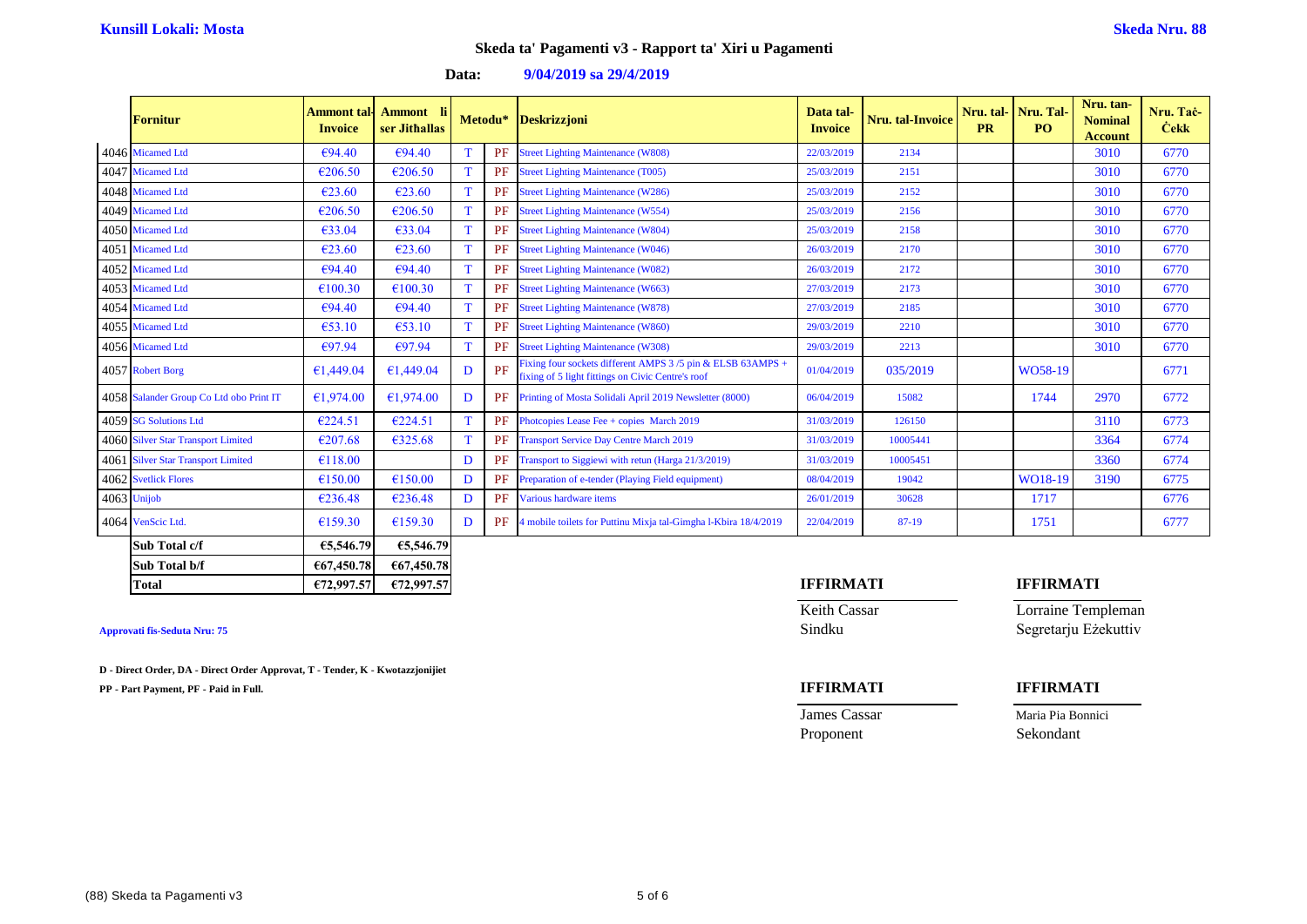**Kunsill Lokali: Mosta** **Skeda Nru. 88**

## Skeda ta' Pagamenti v3 - Rapport ta' Xiri u Pagamenti

**Data: 9/04/2019 sa 29/4/2019**

| | Fornitur | Ammont tal-Invoice | Ammont li ser Jithallas | Metodu* | | Deskrizzjoni | Data tal-Invoice | Nru. tal-Invoice | Nru. tal-PR | Nru. Tal-PO | Nru. tan-Nominal Account | Nru. Taċ-Ċekk |
|---|---|---|---|---|---|---|---|---|---|---|---|---|
| 4046 | Micamed Ltd | €94.40 | €94.40 | T | PF | Street Lighting Maintenance (W808) | 22/03/2019 | 2134 | | | 3010 | 6770 |
| 4047 | Micamed Ltd | €206.50 | €206.50 | T | PF | Street Lighting Maintenance (T005) | 25/03/2019 | 2151 | | | 3010 | 6770 |
| 4048 | Micamed Ltd | €23.60 | €23.60 | T | PF | Street Lighting Maintenance (W286) | 25/03/2019 | 2152 | | | 3010 | 6770 |
| 4049 | Micamed Ltd | €206.50 | €206.50 | T | PF | Street Lighting Maintenance (W554) | 25/03/2019 | 2156 | | | 3010 | 6770 |
| 4050 | Micamed Ltd | €33.04 | €33.04 | T | PF | Street Lighting Maintenance (W804) | 25/03/2019 | 2158 | | | 3010 | 6770 |
| 4051 | Micamed Ltd | €23.60 | €23.60 | T | PF | Street Lighting Maintenance (W046) | 26/03/2019 | 2170 | | | 3010 | 6770 |
| 4052 | Micamed Ltd | €94.40 | €94.40 | T | PF | Street Lighting Maintenance (W082) | 26/03/2019 | 2172 | | | 3010 | 6770 |
| 4053 | Micamed Ltd | €100.30 | €100.30 | T | PF | Street Lighting Maintenance (W663) | 27/03/2019 | 2173 | | | 3010 | 6770 |
| 4054 | Micamed Ltd | €94.40 | €94.40 | T | PF | Street Lighting Maintenance (W878) | 27/03/2019 | 2185 | | | 3010 | 6770 |
| 4055 | Micamed Ltd | €53.10 | €53.10 | T | PF | Street Lighting Maintenance (W860) | 29/03/2019 | 2210 | | | 3010 | 6770 |
| 4056 | Micamed Ltd | €97.94 | €97.94 | T | PF | Street Lighting Maintenance (W308) | 29/03/2019 | 2213 | | | 3010 | 6770 |
| 4057 | Robert Borg | €1,449.04 | €1,449.04 | D | PF | Fixing four sockets different AMPS 3 /5 pin & ELSB 63AMPS + fixing of 5 light fittings on Civic Centre's roof | 01/04/2019 | 035/2019 | | WO58-19 | | 6771 |
| 4058 | Salander Group Co Ltd obo Print IT | €1,974.00 | €1,974.00 | D | PF | Printing of Mosta Solidali April 2019 Newsletter (8000) | 06/04/2019 | 15082 | | 1744 | 2970 | 6772 |
| 4059 | SG Solutions Ltd | €224.51 | €224.51 | T | PF | Photcopies Lease Fee + copies March 2019 | 31/03/2019 | 126150 | | | 3110 | 6773 |
| 4060 | Silver Star Transport Limited | €207.68 | €325.68 | T | PF | Transport Service Day Centre March 2019 | 31/03/2019 | 10005441 | | | 3364 | 6774 |
| 4061 | Silver Star Transport Limited | €118.00 | | D | PF | Transport to Siggiewi with retun (Harga 21/3/2019) | 31/03/2019 | 10005451 | | | 3360 | 6774 |
| 4062 | Svetlick Flores | €150.00 | €150.00 | D | PF | Preparation of e-tender (Playing Field equipment) | 08/04/2019 | 19042 | | WO18-19 | 3190 | 6775 |
| 4063 | Unijob | €236.48 | €236.48 | D | PF | Various hardware items | 26/01/2019 | 30628 | | 1717 | | 6776 |
| 4064 | VenScic Ltd. | €159.30 | €159.30 | D | PF | 4 mobile toilets for Puttinu Mixja tal-Gimgha l-Kbira 18/4/2019 | 22/04/2019 | 87-19 | | 1751 | | 6777 |
| | **Sub Total c/f** | **€5,546.79** | **€5,546.79** | | | | | | | | | |
| | **Sub Total b/f** | **€67,450.78** | **€67,450.78** | | | | | | | | | |
| | **Total** | **€72,997.57** | **€72,997.57** | | | | | | | | | |

**Approvati fis-Seduta Nru: 75**

**D - Direct Order, DA - Direct Order Approvat, T - Tender, K - Kwotazzjonijiet**

**PP - Part Payment, PF - Paid in Full.**

| **IFFIRMATI** | **IFFIRMATI** |
|---|---|
| Keith Cassar | Lorraine Templeman |
| Sindku | Segretarju Eżekuttiv |
| **IFFIRMATI** | **IFFIRMATI** |
| James Cassar | Maria Pia Bonnici |
| Proponent | Sekondant |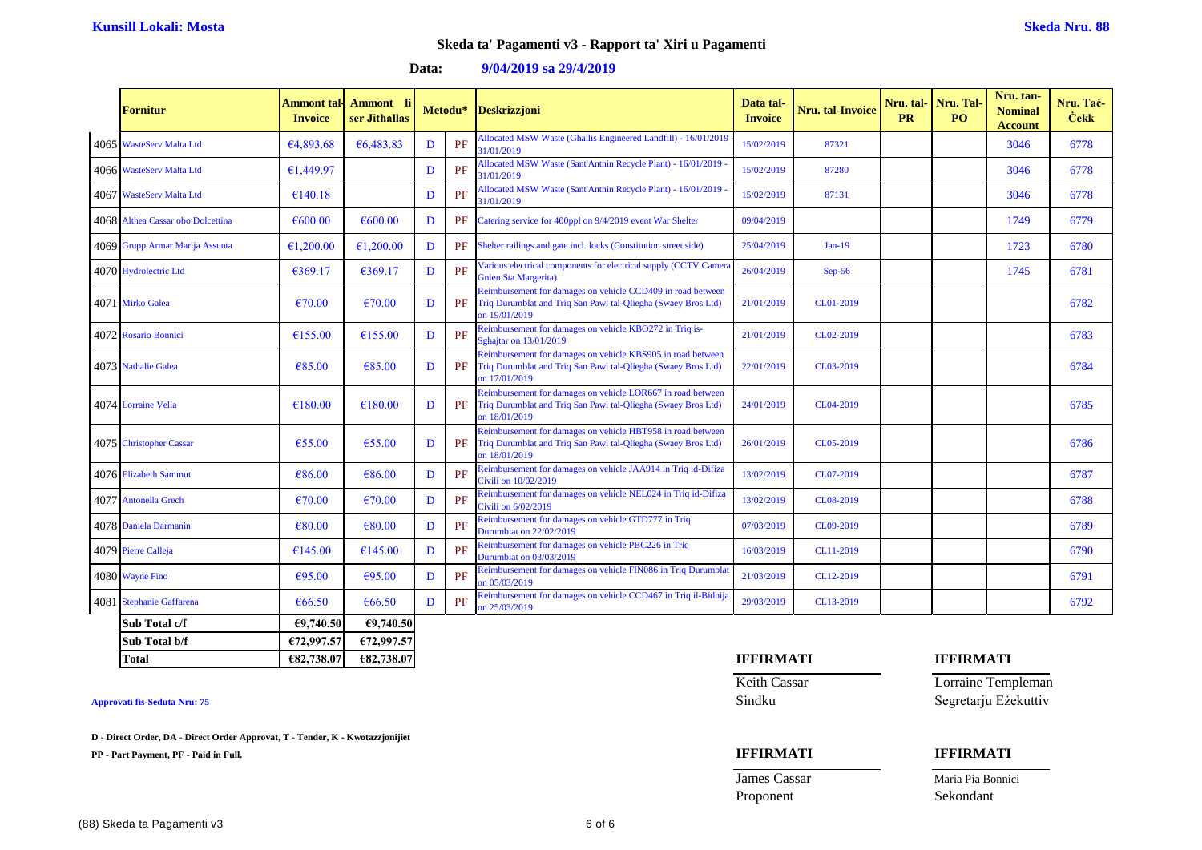**Kunsill Lokali: Mosta** **Skeda Nru. 88**

## Skeda ta' Pagamenti v3 - Rapport ta' Xiri u Pagamenti

**Data: 9/04/2019 sa 29/4/2019**

| | Fornitur | Ammont tal-Invoice | Ammont li ser Jithallas | Metodu* | | Deskrizzjoni | Data tal-Invoice | Nru. tal-Invoice | Nru. tal-PR | Nru. Tal-PO | Nru. tan-Nominal Account | Nru. Taċ-Ċekk |
|---|---|---|---|---|---|---|---|---|---|---|---|---|
| 4065 | WasteServ Malta Ltd | €4,893.68 | €6,483.83 | D | PF | Allocated MSW Waste (Ghallis Engineered Landfill) - 16/01/2019 - 31/01/2019 | 15/02/2019 | 87321 | | | 3046 | 6778 |
| 4066 | WasteServ Malta Ltd | €1,449.97 | | D | PF | Allocated MSW Waste (Sant'Antnin Recycle Plant) - 16/01/2019 - 31/01/2019 | 15/02/2019 | 87280 | | | 3046 | 6778 |
| 4067 | WasteServ Malta Ltd | €140.18 | | D | PF | Allocated MSW Waste (Sant'Antnin Recycle Plant) - 16/01/2019 - 31/01/2019 | 15/02/2019 | 87131 | | | 3046 | 6778 |
| 4068 | Althea Cassar obo Dolcettina | €600.00 | €600.00 | D | PF | Catering service for 400ppl on 9/4/2019 event War Shelter | 09/04/2019 | | | | 1749 | 6779 |
| 4069 | Grupp Armar Marija Assunta | €1,200.00 | €1,200.00 | D | PF | Shelter railings and gate incl. locks (Constitution street side) | 25/04/2019 | Jan-19 | | | 1723 | 6780 |
| 4070 | Hydrolectric Ltd | €369.17 | €369.17 | D | PF | Various electrical components for electrical supply (CCTV Camera Gnien Sta Margerita) | 26/04/2019 | Sep-56 | | | 1745 | 6781 |
| 4071 | Mirko Galea | €70.00 | €70.00 | D | PF | Reimbursement for damages on vehicle CCD409 in road between Triq Durumblat and Triq San Pawl tal-Qliegha (Swaey Bros Ltd) on 19/01/2019 | 21/01/2019 | CL01-2019 | | | | 6782 |
| 4072 | Rosario Bonnici | €155.00 | €155.00 | D | PF | Reimbursement for damages on vehicle KBO272 in Triq is-Sghajtar on 13/01/2019 | 21/01/2019 | CL02-2019 | | | | 6783 |
| 4073 | Nathalie Galea | €85.00 | €85.00 | D | PF | Reimbursement for damages on vehicle KBS905 in road between Triq Durumblat and Triq San Pawl tal-Qliegha (Swaey Bros Ltd) on 17/01/2019 | 22/01/2019 | CL03-2019 | | | | 6784 |
| 4074 | Lorraine Vella | €180.00 | €180.00 | D | PF | Reimbursement for damages on vehicle LOR667 in road between Triq Durumblat and Triq San Pawl tal-Qliegha (Swaey Bros Ltd) on 18/01/2019 | 24/01/2019 | CL04-2019 | | | | 6785 |
| 4075 | Christopher Cassar | €55.00 | €55.00 | D | PF | Reimbursement for damages on vehicle HBT958 in road between Triq Durumblat and Triq San Pawl tal-Qliegha (Swaey Bros Ltd) on 18/01/2019 | 26/01/2019 | CL05-2019 | | | | 6786 |
| 4076 | Elizabeth Sammut | €86.00 | €86.00 | D | PF | Reimbursement for damages on vehicle JAA914 in Triq id-Difiza Civili on 10/02/2019 | 13/02/2019 | CL07-2019 | | | | 6787 |
| 4077 | Antonella Grech | €70.00 | €70.00 | D | PF | Reimbursement for damages on vehicle NEL024 in Triq id-Difiza Civili on 6/02/2019 | 13/02/2019 | CL08-2019 | | | | 6788 |
| 4078 | Daniela Darmanin | €80.00 | €80.00 | D | PF | Reimbursement for damages on vehicle GTD777 in Triq Durumblat on 22/02/2019 | 07/03/2019 | CL09-2019 | | | | 6789 |
| 4079 | Pierre Calleja | €145.00 | €145.00 | D | PF | Reimbursement for damages on vehicle PBC226 in Triq Durumblat on 03/03/2019 | 16/03/2019 | CL11-2019 | | | | 6790 |
| 4080 | Wayne Fino | €95.00 | €95.00 | D | PF | Reimbursement for damages on vehicle FIN086 in Triq Durumblat on 05/03/2019 | 21/03/2019 | CL12-2019 | | | | 6791 |
| 4081 | Stephanie Gaffarena | €66.50 | €66.50 | D | PF | Reimbursement for damages on vehicle CCD467 in Triq il-Bidnija on 25/03/2019 | 29/03/2019 | CL13-2019 | | | | 6792 |
| | **Sub Total c/f** | **€9,740.50** | **€9,740.50** | | | | | | | | | |
| | **Sub Total b/f** | **€72,997.57** | **€72,997.57** | | | | | | | | | |
| | **Total** | **€82,738.07** | **€82,738.07** | | | | | | | | | |

**Approvati fis-Seduta Nru: 75**

**D - Direct Order, DA - Direct Order Approvat, T - Tender, K - Kwotazzjonijiet**

**PP - Part Payment, PF - Paid in Full.**

| **IFFIRMATI** | **IFFIRMATI** |
|---|---|
| Keith Cassar | Lorraine Templeman |
| Sindku | Segretarju Eżekuttiv |

| **IFFIRMATI** | **IFFIRMATI** |
|---|---|
| James Cassar | Maria Pia Bonnici |
| Proponent | Sekondant |

(88) Skeda ta Pagamenti v3